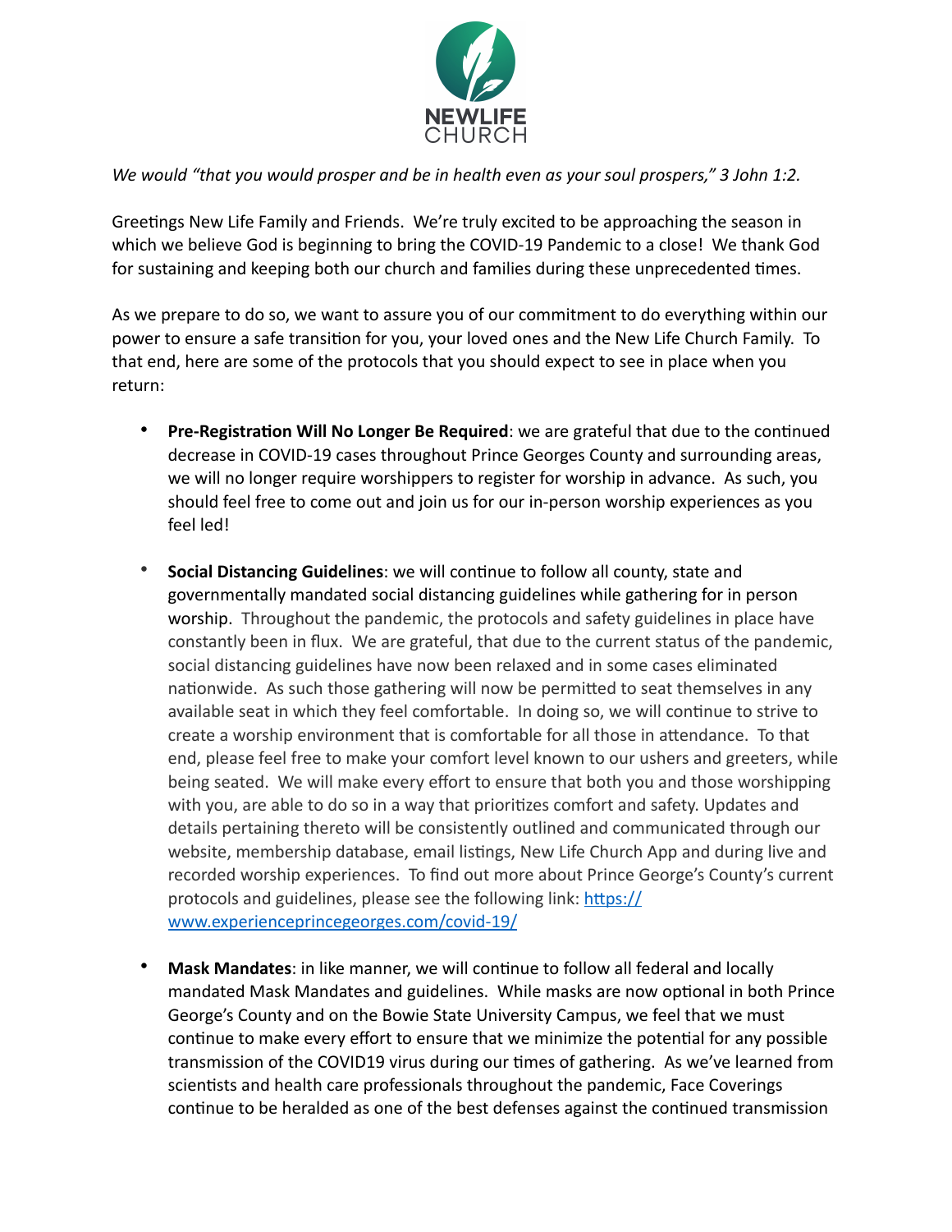NEWLIFE CHURCH

*We would "that you would prosper and be in health even as your soul prospers," 3 John 1:2.*

Greetings New Life Family and Friends. We're truly excited to be approaching the season in which we believe God is beginning to bring the COVID-19 Pandemic to a close! We thank God for sustaining and keeping both our church and families during these unprecedented times.

As we prepare to do so, we want to assure you of our commitment to do everything within our power to ensure a safe transition for you, your loved ones and the New Life Church Family. To that end, here are some of the protocols that you should expect to see in place when you return:

- **Pre-Registration Will No Longer Be Required**: we are grateful that due to the continued decrease in COVID-19 cases throughout Prince Georges County and surrounding areas, we will no longer require worshippers to register for worship in advance. As such, you should feel free to come out and join us for our in-person worship experiences as you feel led!

- **Social Distancing Guidelines**: we will continue to follow all county, state and governmentally mandated social distancing guidelines while gathering for in person worship. Throughout the pandemic, the protocols and safety guidelines in place have constantly been in flux. We are grateful, that due to the current status of the pandemic, social distancing guidelines have now been relaxed and in some cases eliminated nationwide. As such those gathering will now be permitted to seat themselves in any available seat in which they feel comfortable. In doing so, we will continue to strive to create a worship environment that is comfortable for all those in attendance. To that end, please feel free to make your comfort level known to our ushers and greeters, while being seated. We will make every effort to ensure that both you and those worshipping with you, are able to do so in a way that prioritizes comfort and safety. Updates and details pertaining thereto will be consistently outlined and communicated through our website, membership database, email listings, New Life Church App and during live and recorded worship experiences. To find out more about Prince George's County's current protocols and guidelines, please see the following link: [https://www.experienceprincegeorges.com/covid-19/](https://www.experienceprincegeorges.com/covid-19/)

- **Mask Mandates**: in like manner, we will continue to follow all federal and locally mandated Mask Mandates and guidelines. While masks are now optional in both Prince George's County and on the Bowie State University Campus, we feel that we must continue to make every effort to ensure that we minimize the potential for any possible transmission of the COVID19 virus during our times of gathering. As we've learned from scientists and health care professionals throughout the pandemic, Face Coverings continue to be heralded as one of the best defenses against the continued transmission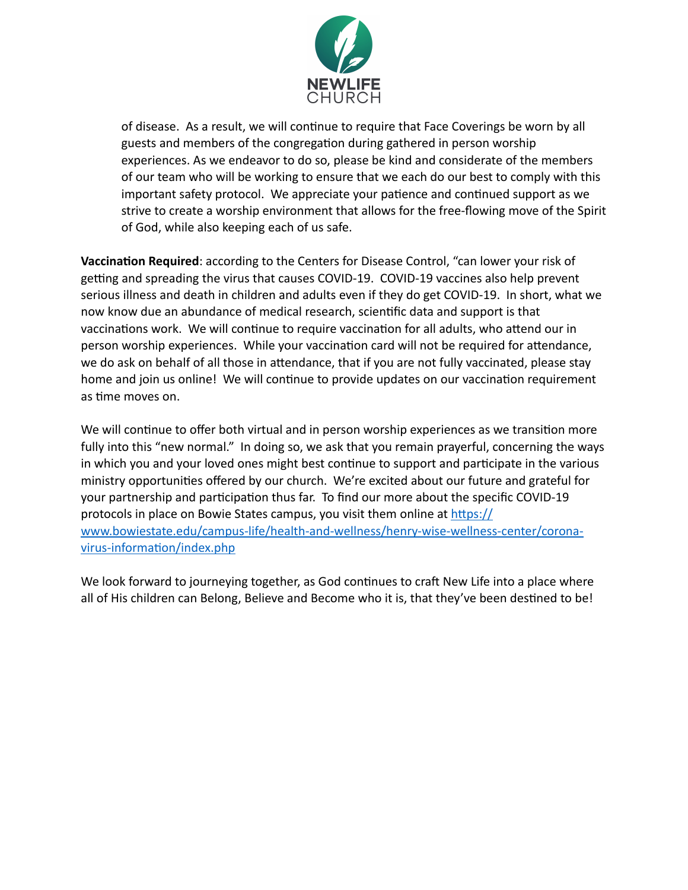of disease. As a result, we will continue to require that Face Coverings be worn by all guests and members of the congregation during gathered in person worship experiences. As we endeavor to do so, please be kind and considerate of the members of our team who will be working to ensure that we each do our best to comply with this important safety protocol. We appreciate your patience and continued support as we strive to create a worship environment that allows for the free-flowing move of the Spirit of God, while also keeping each of us safe.

**Vaccination Required**: according to the Centers for Disease Control, "can lower your risk of getting and spreading the virus that causes COVID-19. COVID-19 vaccines also help prevent serious illness and death in children and adults even if they do get COVID-19. In short, what we now know due an abundance of medical research, scientific data and support is that vaccinations work. We will continue to require vaccination for all adults, who attend our in person worship experiences. While your vaccination card will not be required for attendance, we do ask on behalf of all those in attendance, that if you are not fully vaccinated, please stay home and join us online! We will continue to provide updates on our vaccination requirement as time moves on.

We will continue to offer both virtual and in person worship experiences as we transition more fully into this "new normal." In doing so, we ask that you remain prayerful, concerning the ways in which you and your loved ones might best continue to support and participate in the various ministry opportunities offered by our church. We're excited about our future and grateful for your partnership and participation thus far. To find our more about the specific COVID-19 protocols in place on Bowie States campus, you visit them online at [https://www.bowiestate.edu/campus-life/health-and-wellness/henry-wise-wellness-center/corona-virus-information/index.php](https://www.bowiestate.edu/campus-life/health-and-wellness/henry-wise-wellness-center/corona-virus-information/index.php)

We look forward to journeying together, as God continues to craft New Life into a place where all of His children can Belong, Believe and Become who it is, that they've been destined to be!